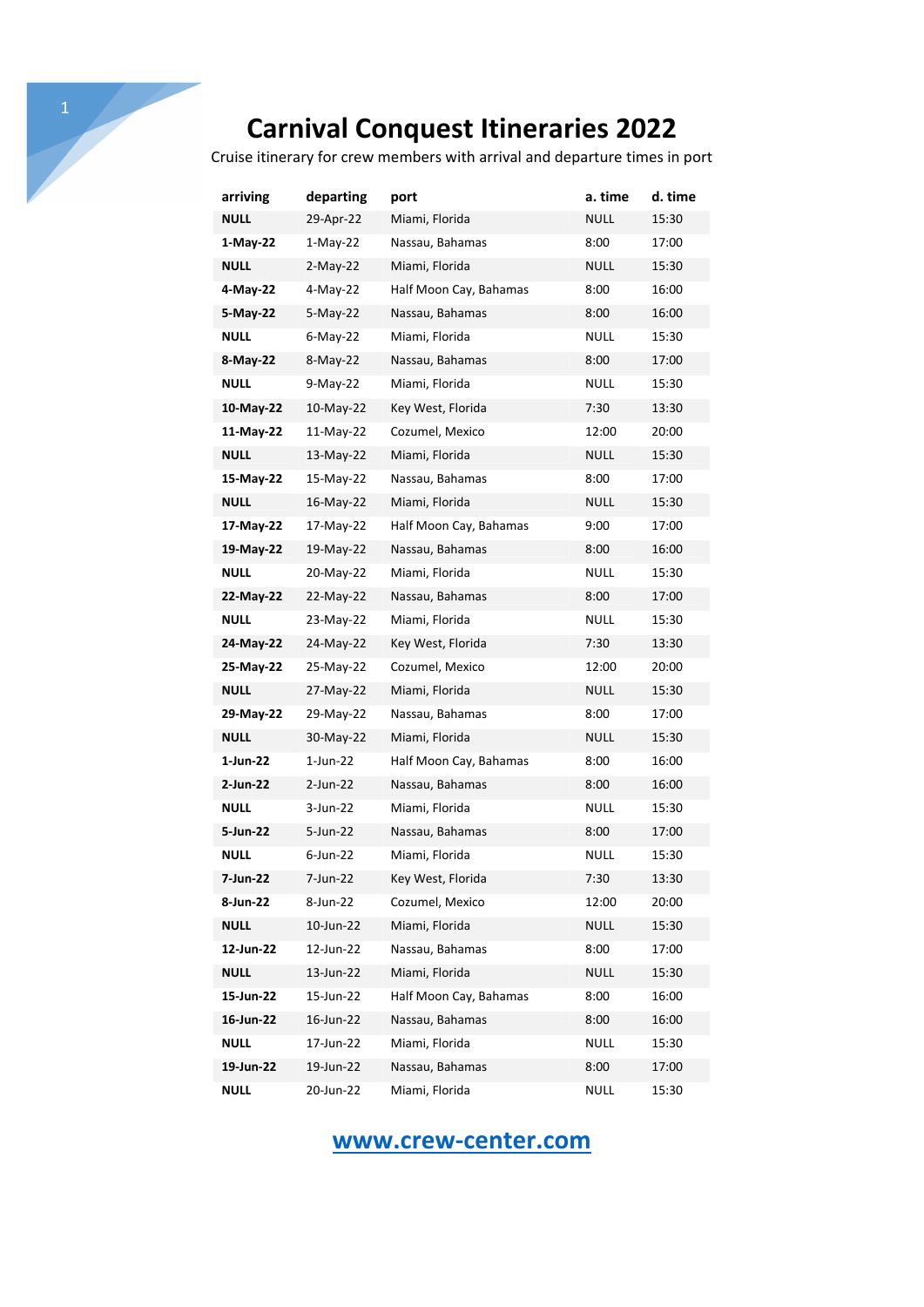# Carnival Conquest Itineraries 2022

Cruise itinerary for crew members with arrival and departure times in port

| arriving | departing | port | a. time | d. time |
|---|---|---|---|---|
| **NULL** | 29-Apr-22 | Miami, Florida | NULL | 15:30 |
| **1-May-22** | 1-May-22 | Nassau, Bahamas | 8:00 | 17:00 |
| **NULL** | 2-May-22 | Miami, Florida | NULL | 15:30 |
| **4-May-22** | 4-May-22 | Half Moon Cay, Bahamas | 8:00 | 16:00 |
| **5-May-22** | 5-May-22 | Nassau, Bahamas | 8:00 | 16:00 |
| **NULL** | 6-May-22 | Miami, Florida | NULL | 15:30 |
| **8-May-22** | 8-May-22 | Nassau, Bahamas | 8:00 | 17:00 |
| **NULL** | 9-May-22 | Miami, Florida | NULL | 15:30 |
| **10-May-22** | 10-May-22 | Key West, Florida | 7:30 | 13:30 |
| **11-May-22** | 11-May-22 | Cozumel, Mexico | 12:00 | 20:00 |
| **NULL** | 13-May-22 | Miami, Florida | NULL | 15:30 |
| **15-May-22** | 15-May-22 | Nassau, Bahamas | 8:00 | 17:00 |
| **NULL** | 16-May-22 | Miami, Florida | NULL | 15:30 |
| **17-May-22** | 17-May-22 | Half Moon Cay, Bahamas | 9:00 | 17:00 |
| **19-May-22** | 19-May-22 | Nassau, Bahamas | 8:00 | 16:00 |
| **NULL** | 20-May-22 | Miami, Florida | NULL | 15:30 |
| **22-May-22** | 22-May-22 | Nassau, Bahamas | 8:00 | 17:00 |
| **NULL** | 23-May-22 | Miami, Florida | NULL | 15:30 |
| **24-May-22** | 24-May-22 | Key West, Florida | 7:30 | 13:30 |
| **25-May-22** | 25-May-22 | Cozumel, Mexico | 12:00 | 20:00 |
| **NULL** | 27-May-22 | Miami, Florida | NULL | 15:30 |
| **29-May-22** | 29-May-22 | Nassau, Bahamas | 8:00 | 17:00 |
| **NULL** | 30-May-22 | Miami, Florida | NULL | 15:30 |
| **1-Jun-22** | 1-Jun-22 | Half Moon Cay, Bahamas | 8:00 | 16:00 |
| **2-Jun-22** | 2-Jun-22 | Nassau, Bahamas | 8:00 | 16:00 |
| **NULL** | 3-Jun-22 | Miami, Florida | NULL | 15:30 |
| **5-Jun-22** | 5-Jun-22 | Nassau, Bahamas | 8:00 | 17:00 |
| **NULL** | 6-Jun-22 | Miami, Florida | NULL | 15:30 |
| **7-Jun-22** | 7-Jun-22 | Key West, Florida | 7:30 | 13:30 |
| **8-Jun-22** | 8-Jun-22 | Cozumel, Mexico | 12:00 | 20:00 |
| **NULL** | 10-Jun-22 | Miami, Florida | NULL | 15:30 |
| **12-Jun-22** | 12-Jun-22 | Nassau, Bahamas | 8:00 | 17:00 |
| **NULL** | 13-Jun-22 | Miami, Florida | NULL | 15:30 |
| **15-Jun-22** | 15-Jun-22 | Half Moon Cay, Bahamas | 8:00 | 16:00 |
| **16-Jun-22** | 16-Jun-22 | Nassau, Bahamas | 8:00 | 16:00 |
| **NULL** | 17-Jun-22 | Miami, Florida | NULL | 15:30 |
| **19-Jun-22** | 19-Jun-22 | Nassau, Bahamas | 8:00 | 17:00 |
| **NULL** | 20-Jun-22 | Miami, Florida | NULL | 15:30 |

**www.crew-center.com**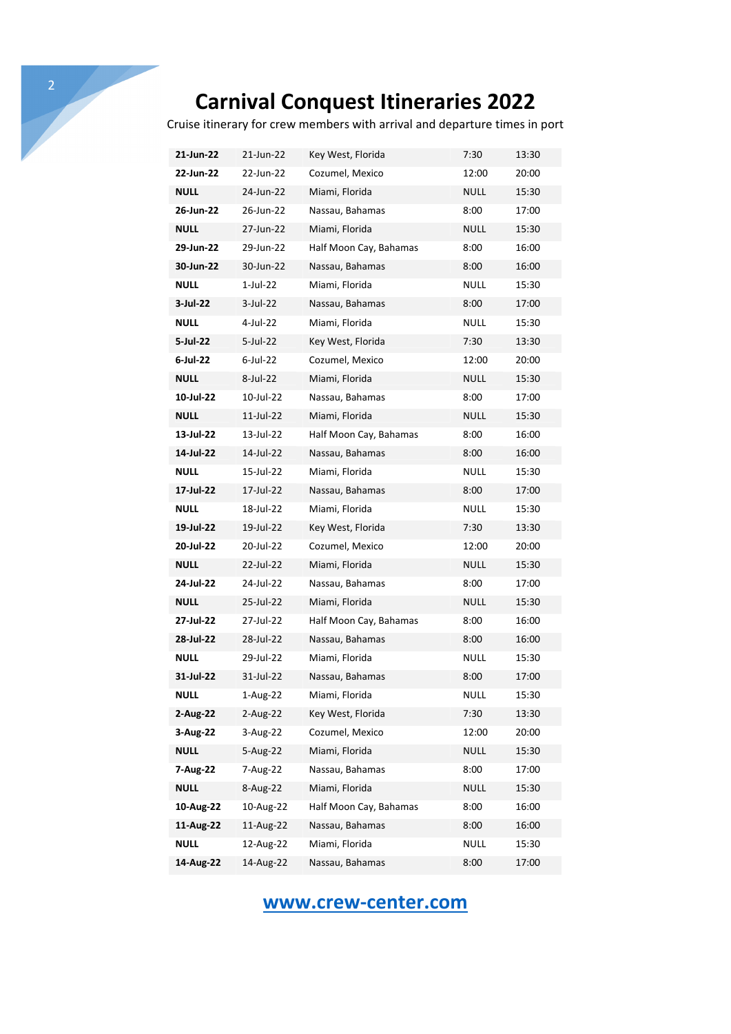# Carnival Conquest Itineraries 2022

Cruise itinerary for crew members with arrival and departure times in port

| | | | | |
|---|---|---|---|---|
| **21-Jun-22** | 21-Jun-22 | Key West, Florida | 7:30 | 13:30 |
| **22-Jun-22** | 22-Jun-22 | Cozumel, Mexico | 12:00 | 20:00 |
| **NULL** | 24-Jun-22 | Miami, Florida | NULL | 15:30 |
| **26-Jun-22** | 26-Jun-22 | Nassau, Bahamas | 8:00 | 17:00 |
| **NULL** | 27-Jun-22 | Miami, Florida | NULL | 15:30 |
| **29-Jun-22** | 29-Jun-22 | Half Moon Cay, Bahamas | 8:00 | 16:00 |
| **30-Jun-22** | 30-Jun-22 | Nassau, Bahamas | 8:00 | 16:00 |
| **NULL** | 1-Jul-22 | Miami, Florida | NULL | 15:30 |
| **3-Jul-22** | 3-Jul-22 | Nassau, Bahamas | 8:00 | 17:00 |
| **NULL** | 4-Jul-22 | Miami, Florida | NULL | 15:30 |
| **5-Jul-22** | 5-Jul-22 | Key West, Florida | 7:30 | 13:30 |
| **6-Jul-22** | 6-Jul-22 | Cozumel, Mexico | 12:00 | 20:00 |
| **NULL** | 8-Jul-22 | Miami, Florida | NULL | 15:30 |
| **10-Jul-22** | 10-Jul-22 | Nassau, Bahamas | 8:00 | 17:00 |
| **NULL** | 11-Jul-22 | Miami, Florida | NULL | 15:30 |
| **13-Jul-22** | 13-Jul-22 | Half Moon Cay, Bahamas | 8:00 | 16:00 |
| **14-Jul-22** | 14-Jul-22 | Nassau, Bahamas | 8:00 | 16:00 |
| **NULL** | 15-Jul-22 | Miami, Florida | NULL | 15:30 |
| **17-Jul-22** | 17-Jul-22 | Nassau, Bahamas | 8:00 | 17:00 |
| **NULL** | 18-Jul-22 | Miami, Florida | NULL | 15:30 |
| **19-Jul-22** | 19-Jul-22 | Key West, Florida | 7:30 | 13:30 |
| **20-Jul-22** | 20-Jul-22 | Cozumel, Mexico | 12:00 | 20:00 |
| **NULL** | 22-Jul-22 | Miami, Florida | NULL | 15:30 |
| **24-Jul-22** | 24-Jul-22 | Nassau, Bahamas | 8:00 | 17:00 |
| **NULL** | 25-Jul-22 | Miami, Florida | NULL | 15:30 |
| **27-Jul-22** | 27-Jul-22 | Half Moon Cay, Bahamas | 8:00 | 16:00 |
| **28-Jul-22** | 28-Jul-22 | Nassau, Bahamas | 8:00 | 16:00 |
| **NULL** | 29-Jul-22 | Miami, Florida | NULL | 15:30 |
| **31-Jul-22** | 31-Jul-22 | Nassau, Bahamas | 8:00 | 17:00 |
| **NULL** | 1-Aug-22 | Miami, Florida | NULL | 15:30 |
| **2-Aug-22** | 2-Aug-22 | Key West, Florida | 7:30 | 13:30 |
| **3-Aug-22** | 3-Aug-22 | Cozumel, Mexico | 12:00 | 20:00 |
| **NULL** | 5-Aug-22 | Miami, Florida | NULL | 15:30 |
| **7-Aug-22** | 7-Aug-22 | Nassau, Bahamas | 8:00 | 17:00 |
| **NULL** | 8-Aug-22 | Miami, Florida | NULL | 15:30 |
| **10-Aug-22** | 10-Aug-22 | Half Moon Cay, Bahamas | 8:00 | 16:00 |
| **11-Aug-22** | 11-Aug-22 | Nassau, Bahamas | 8:00 | 16:00 |
| **NULL** | 12-Aug-22 | Miami, Florida | NULL | 15:30 |
| **14-Aug-22** | 14-Aug-22 | Nassau, Bahamas | 8:00 | 17:00 |

www.crew-center.com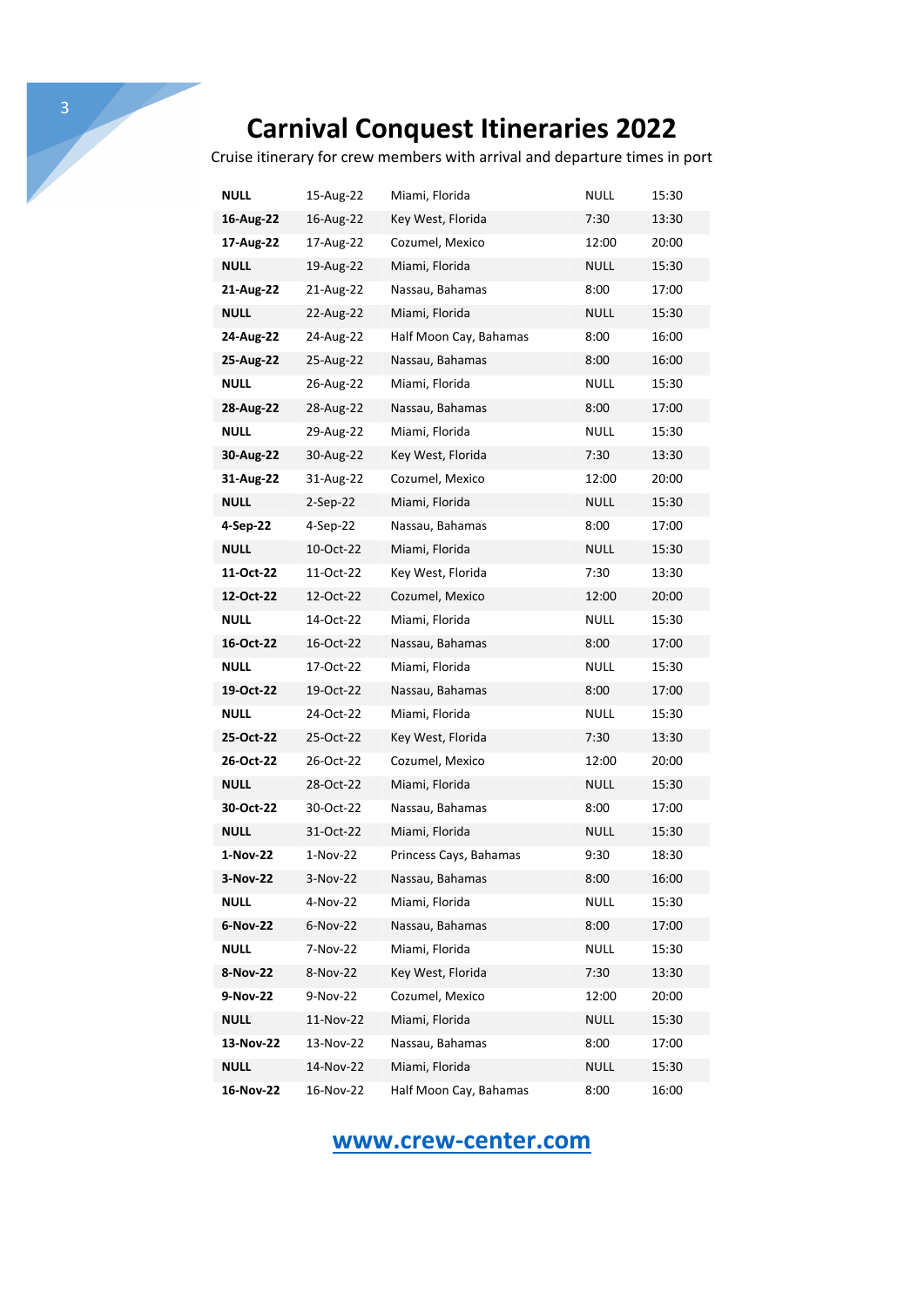# Carnival Conquest Itineraries 2022

Cruise itinerary for crew members with arrival and departure times in port

| | | | | |
|---|---|---|---|---|
| **NULL** | 15-Aug-22 | Miami, Florida | NULL | 15:30 |
| **16-Aug-22** | 16-Aug-22 | Key West, Florida | 7:30 | 13:30 |
| **17-Aug-22** | 17-Aug-22 | Cozumel, Mexico | 12:00 | 20:00 |
| **NULL** | 19-Aug-22 | Miami, Florida | NULL | 15:30 |
| **21-Aug-22** | 21-Aug-22 | Nassau, Bahamas | 8:00 | 17:00 |
| **NULL** | 22-Aug-22 | Miami, Florida | NULL | 15:30 |
| **24-Aug-22** | 24-Aug-22 | Half Moon Cay, Bahamas | 8:00 | 16:00 |
| **25-Aug-22** | 25-Aug-22 | Nassau, Bahamas | 8:00 | 16:00 |
| **NULL** | 26-Aug-22 | Miami, Florida | NULL | 15:30 |
| **28-Aug-22** | 28-Aug-22 | Nassau, Bahamas | 8:00 | 17:00 |
| **NULL** | 29-Aug-22 | Miami, Florida | NULL | 15:30 |
| **30-Aug-22** | 30-Aug-22 | Key West, Florida | 7:30 | 13:30 |
| **31-Aug-22** | 31-Aug-22 | Cozumel, Mexico | 12:00 | 20:00 |
| **NULL** | 2-Sep-22 | Miami, Florida | NULL | 15:30 |
| **4-Sep-22** | 4-Sep-22 | Nassau, Bahamas | 8:00 | 17:00 |
| **NULL** | 10-Oct-22 | Miami, Florida | NULL | 15:30 |
| **11-Oct-22** | 11-Oct-22 | Key West, Florida | 7:30 | 13:30 |
| **12-Oct-22** | 12-Oct-22 | Cozumel, Mexico | 12:00 | 20:00 |
| **NULL** | 14-Oct-22 | Miami, Florida | NULL | 15:30 |
| **16-Oct-22** | 16-Oct-22 | Nassau, Bahamas | 8:00 | 17:00 |
| **NULL** | 17-Oct-22 | Miami, Florida | NULL | 15:30 |
| **19-Oct-22** | 19-Oct-22 | Nassau, Bahamas | 8:00 | 17:00 |
| **NULL** | 24-Oct-22 | Miami, Florida | NULL | 15:30 |
| **25-Oct-22** | 25-Oct-22 | Key West, Florida | 7:30 | 13:30 |
| **26-Oct-22** | 26-Oct-22 | Cozumel, Mexico | 12:00 | 20:00 |
| **NULL** | 28-Oct-22 | Miami, Florida | NULL | 15:30 |
| **30-Oct-22** | 30-Oct-22 | Nassau, Bahamas | 8:00 | 17:00 |
| **NULL** | 31-Oct-22 | Miami, Florida | NULL | 15:30 |
| **1-Nov-22** | 1-Nov-22 | Princess Cays, Bahamas | 9:30 | 18:30 |
| **3-Nov-22** | 3-Nov-22 | Nassau, Bahamas | 8:00 | 16:00 |
| **NULL** | 4-Nov-22 | Miami, Florida | NULL | 15:30 |
| **6-Nov-22** | 6-Nov-22 | Nassau, Bahamas | 8:00 | 17:00 |
| **NULL** | 7-Nov-22 | Miami, Florida | NULL | 15:30 |
| **8-Nov-22** | 8-Nov-22 | Key West, Florida | 7:30 | 13:30 |
| **9-Nov-22** | 9-Nov-22 | Cozumel, Mexico | 12:00 | 20:00 |
| **NULL** | 11-Nov-22 | Miami, Florida | NULL | 15:30 |
| **13-Nov-22** | 13-Nov-22 | Nassau, Bahamas | 8:00 | 17:00 |
| **NULL** | 14-Nov-22 | Miami, Florida | NULL | 15:30 |
| **16-Nov-22** | 16-Nov-22 | Half Moon Cay, Bahamas | 8:00 | 16:00 |

www.crew-center.com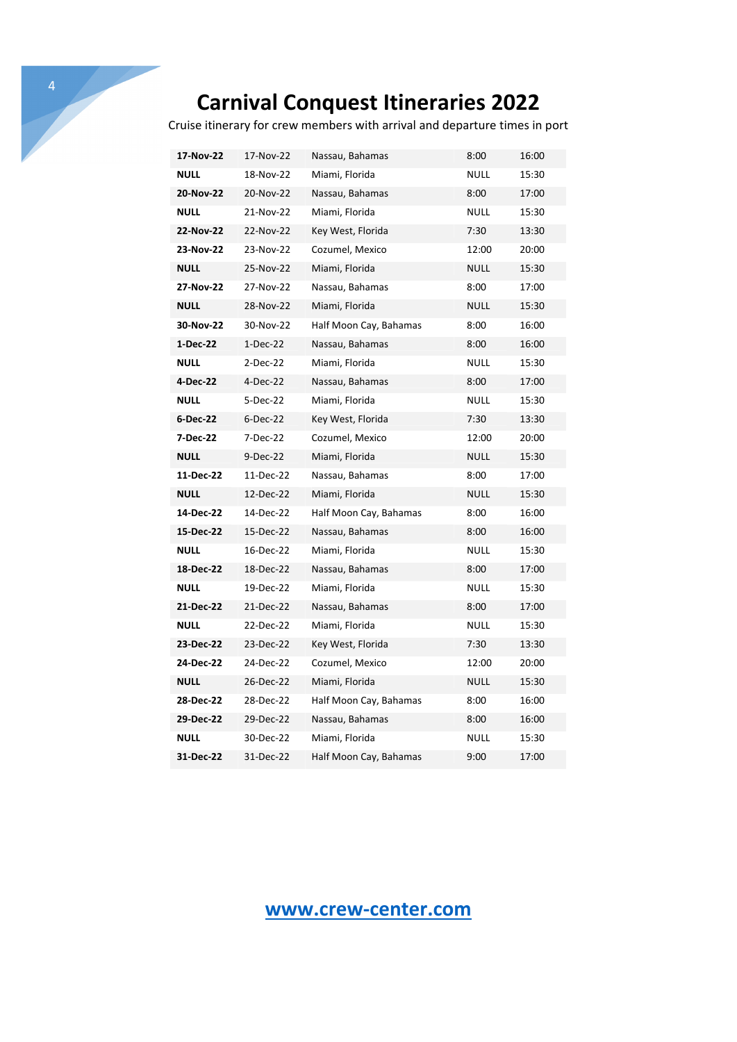# Carnival Conquest Itineraries 2022

Cruise itinerary for crew members with arrival and departure times in port

| | | | | |
|---|---|---|---|---|
| **17-Nov-22** | 17-Nov-22 | Nassau, Bahamas | 8:00 | 16:00 |
| **NULL** | 18-Nov-22 | Miami, Florida | NULL | 15:30 |
| **20-Nov-22** | 20-Nov-22 | Nassau, Bahamas | 8:00 | 17:00 |
| **NULL** | 21-Nov-22 | Miami, Florida | NULL | 15:30 |
| **22-Nov-22** | 22-Nov-22 | Key West, Florida | 7:30 | 13:30 |
| **23-Nov-22** | 23-Nov-22 | Cozumel, Mexico | 12:00 | 20:00 |
| **NULL** | 25-Nov-22 | Miami, Florida | NULL | 15:30 |
| **27-Nov-22** | 27-Nov-22 | Nassau, Bahamas | 8:00 | 17:00 |
| **NULL** | 28-Nov-22 | Miami, Florida | NULL | 15:30 |
| **30-Nov-22** | 30-Nov-22 | Half Moon Cay, Bahamas | 8:00 | 16:00 |
| **1-Dec-22** | 1-Dec-22 | Nassau, Bahamas | 8:00 | 16:00 |
| **NULL** | 2-Dec-22 | Miami, Florida | NULL | 15:30 |
| **4-Dec-22** | 4-Dec-22 | Nassau, Bahamas | 8:00 | 17:00 |
| **NULL** | 5-Dec-22 | Miami, Florida | NULL | 15:30 |
| **6-Dec-22** | 6-Dec-22 | Key West, Florida | 7:30 | 13:30 |
| **7-Dec-22** | 7-Dec-22 | Cozumel, Mexico | 12:00 | 20:00 |
| **NULL** | 9-Dec-22 | Miami, Florida | NULL | 15:30 |
| **11-Dec-22** | 11-Dec-22 | Nassau, Bahamas | 8:00 | 17:00 |
| **NULL** | 12-Dec-22 | Miami, Florida | NULL | 15:30 |
| **14-Dec-22** | 14-Dec-22 | Half Moon Cay, Bahamas | 8:00 | 16:00 |
| **15-Dec-22** | 15-Dec-22 | Nassau, Bahamas | 8:00 | 16:00 |
| **NULL** | 16-Dec-22 | Miami, Florida | NULL | 15:30 |
| **18-Dec-22** | 18-Dec-22 | Nassau, Bahamas | 8:00 | 17:00 |
| **NULL** | 19-Dec-22 | Miami, Florida | NULL | 15:30 |
| **21-Dec-22** | 21-Dec-22 | Nassau, Bahamas | 8:00 | 17:00 |
| **NULL** | 22-Dec-22 | Miami, Florida | NULL | 15:30 |
| **23-Dec-22** | 23-Dec-22 | Key West, Florida | 7:30 | 13:30 |
| **24-Dec-22** | 24-Dec-22 | Cozumel, Mexico | 12:00 | 20:00 |
| **NULL** | 26-Dec-22 | Miami, Florida | NULL | 15:30 |
| **28-Dec-22** | 28-Dec-22 | Half Moon Cay, Bahamas | 8:00 | 16:00 |
| **29-Dec-22** | 29-Dec-22 | Nassau, Bahamas | 8:00 | 16:00 |
| **NULL** | 30-Dec-22 | Miami, Florida | NULL | 15:30 |
| **31-Dec-22** | 31-Dec-22 | Half Moon Cay, Bahamas | 9:00 | 17:00 |

**www.crew-center.com**